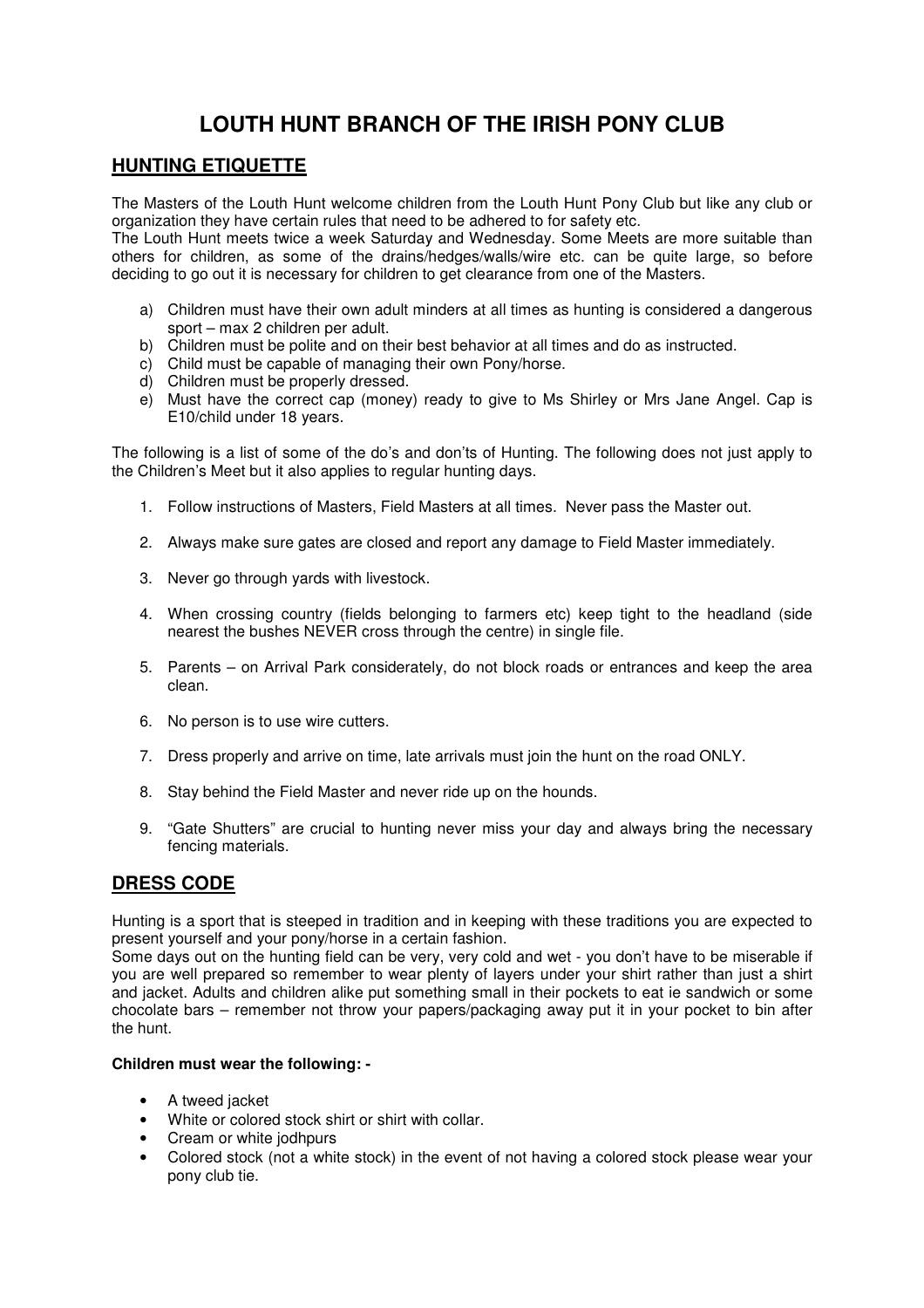# LOUTH HUNT BRANCH OF THE IRISH PONY CLUB

## HUNTING ETIQUETTE

The Masters of the Louth Hunt welcome children from the Louth Hunt Pony Club but like any club or organization they have certain rules that need to be adhered to for safety etc.
The Louth Hunt meets twice a week Saturday and Wednesday. Some Meets are more suitable than others for children, as some of the drains/hedges/walls/wire etc. can be quite large, so before deciding to go out it is necessary for children to get clearance from one of the Masters.

a) Children must have their own adult minders at all times as hunting is considered a dangerous sport – max 2 children per adult.
b) Children must be polite and on their best behavior at all times and do as instructed.
c) Child must be capable of managing their own Pony/horse.
d) Children must be properly dressed.
e) Must have the correct cap (money) ready to give to Ms Shirley or Mrs Jane Angel. Cap is E10/child under 18 years.

The following is a list of some of the do's and don'ts of Hunting. The following does not just apply to the Children's Meet but it also applies to regular hunting days.

1. Follow instructions of Masters, Field Masters at all times. Never pass the Master out.
2. Always make sure gates are closed and report any damage to Field Master immediately.
3. Never go through yards with livestock.
4. When crossing country (fields belonging to farmers etc) keep tight to the headland (side nearest the bushes NEVER cross through the centre) in single file.
5. Parents – on Arrival Park considerately, do not block roads or entrances and keep the area clean.
6. No person is to use wire cutters.
7. Dress properly and arrive on time, late arrivals must join the hunt on the road ONLY.
8. Stay behind the Field Master and never ride up on the hounds.
9. "Gate Shutters" are crucial to hunting never miss your day and always bring the necessary fencing materials.

## DRESS CODE

Hunting is a sport that is steeped in tradition and in keeping with these traditions you are expected to present yourself and your pony/horse in a certain fashion.
Some days out on the hunting field can be very, very cold and wet - you don't have to be miserable if you are well prepared so remember to wear plenty of layers under your shirt rather than just a shirt and jacket. Adults and children alike put something small in their pockets to eat ie sandwich or some chocolate bars – remember not throw your papers/packaging away put it in your pocket to bin after the hunt.

**Children must wear the following: -**

- A tweed jacket
- White or colored stock shirt or shirt with collar.
- Cream or white jodhpurs
- Colored stock (not a white stock) in the event of not having a colored stock please wear your pony club tie.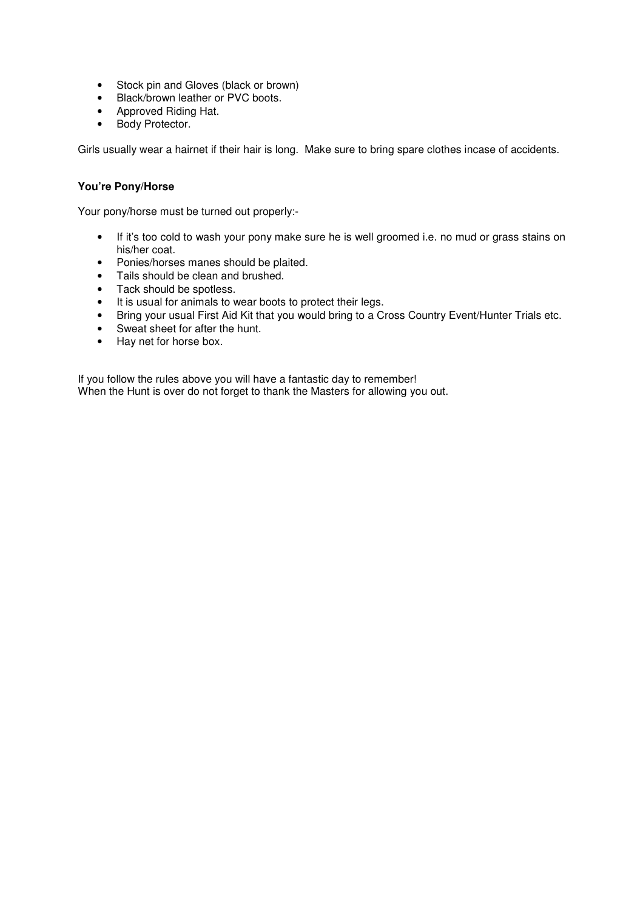- Stock pin and Gloves (black or brown)
- Black/brown leather or PVC boots.
- Approved Riding Hat.
- Body Protector.

Girls usually wear a hairnet if their hair is long. Make sure to bring spare clothes incase of accidents.

**You're Pony/Horse**

Your pony/horse must be turned out properly:-

- If it's too cold to wash your pony make sure he is well groomed i.e. no mud or grass stains on his/her coat.
- Ponies/horses manes should be plaited.
- Tails should be clean and brushed.
- Tack should be spotless.
- It is usual for animals to wear boots to protect their legs.
- Bring your usual First Aid Kit that you would bring to a Cross Country Event/Hunter Trials etc.
- Sweat sheet for after the hunt.
- Hay net for horse box.

If you follow the rules above you will have a fantastic day to remember!
When the Hunt is over do not forget to thank the Masters for allowing you out.